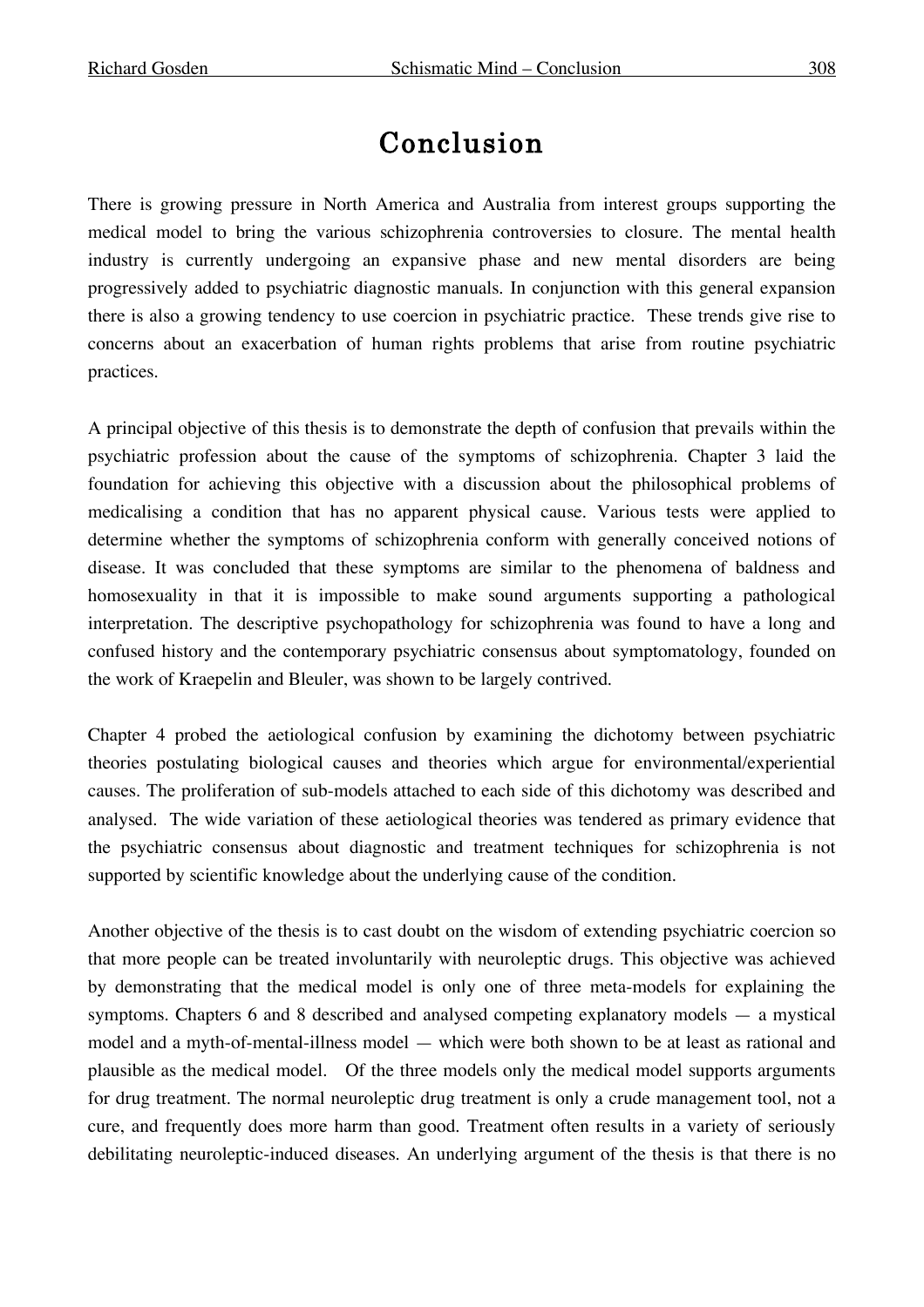# Conclusion

There is growing pressure in North America and Australia from interest groups supporting the medical model to bring the various schizophrenia controversies to closure. The mental health industry is currently undergoing an expansive phase and new mental disorders are being progressively added to psychiatric diagnostic manuals. In conjunction with this general expansion there is also a growing tendency to use coercion in psychiatric practice. These trends give rise to concerns about an exacerbation of human rights problems that arise from routine psychiatric practices.

A principal objective of this thesis is to demonstrate the depth of confusion that prevails within the psychiatric profession about the cause of the symptoms of schizophrenia. Chapter 3 laid the foundation for achieving this objective with a discussion about the philosophical problems of medicalising a condition that has no apparent physical cause. Various tests were applied to determine whether the symptoms of schizophrenia conform with generally conceived notions of disease. It was concluded that these symptoms are similar to the phenomena of baldness and homosexuality in that it is impossible to make sound arguments supporting a pathological interpretation. The descriptive psychopathology for schizophrenia was found to have a long and confused history and the contemporary psychiatric consensus about symptomatology, founded on the work of Kraepelin and Bleuler, was shown to be largely contrived.

Chapter 4 probed the aetiological confusion by examining the dichotomy between psychiatric theories postulating biological causes and theories which argue for environmental/experiential causes. The proliferation of sub-models attached to each side of this dichotomy was described and analysed. The wide variation of these aetiological theories was tendered as primary evidence that the psychiatric consensus about diagnostic and treatment techniques for schizophrenia is not supported by scientific knowledge about the underlying cause of the condition.

Another objective of the thesis is to cast doubt on the wisdom of extending psychiatric coercion so that more people can be treated involuntarily with neuroleptic drugs. This objective was achieved by demonstrating that the medical model is only one of three meta-models for explaining the symptoms. Chapters 6 and 8 described and analysed competing explanatory models — a mystical model and a myth-of-mental-illness model — which were both shown to be at least as rational and plausible as the medical model. Of the three models only the medical model supports arguments for drug treatment. The normal neuroleptic drug treatment is only a crude management tool, not a cure, and frequently does more harm than good. Treatment often results in a variety of seriously debilitating neuroleptic-induced diseases. An underlying argument of the thesis is that there is no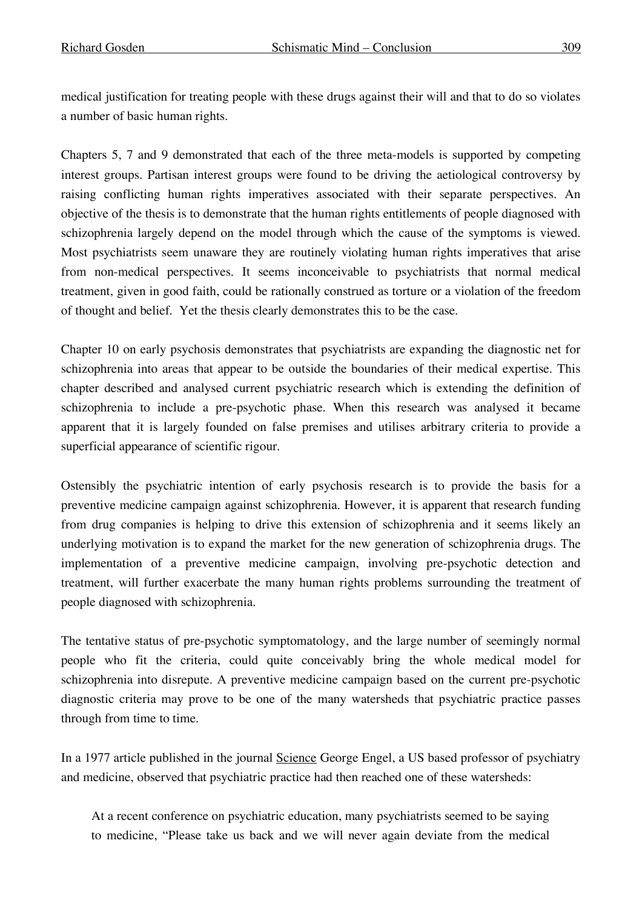medical justification for treating people with these drugs against their will and that to do so violates a number of basic human rights.

Chapters 5, 7 and 9 demonstrated that each of the three meta-models is supported by competing interest groups. Partisan interest groups were found to be driving the aetiological controversy by raising conflicting human rights imperatives associated with their separate perspectives. An objective of the thesis is to demonstrate that the human rights entitlements of people diagnosed with schizophrenia largely depend on the model through which the cause of the symptoms is viewed. Most psychiatrists seem unaware they are routinely violating human rights imperatives that arise from non-medical perspectives. It seems inconceivable to psychiatrists that normal medical treatment, given in good faith, could be rationally construed as torture or a violation of the freedom of thought and belief. Yet the thesis clearly demonstrates this to be the case.

Chapter 10 on early psychosis demonstrates that psychiatrists are expanding the diagnostic net for schizophrenia into areas that appear to be outside the boundaries of their medical expertise. This chapter described and analysed current psychiatric research which is extending the definition of schizophrenia to include a pre-psychotic phase. When this research was analysed it became apparent that it is largely founded on false premises and utilises arbitrary criteria to provide a superficial appearance of scientific rigour.

Ostensibly the psychiatric intention of early psychosis research is to provide the basis for a preventive medicine campaign against schizophrenia. However, it is apparent that research funding from drug companies is helping to drive this extension of schizophrenia and it seems likely an underlying motivation is to expand the market for the new generation of schizophrenia drugs. The implementation of a preventive medicine campaign, involving pre-psychotic detection and treatment, will further exacerbate the many human rights problems surrounding the treatment of people diagnosed with schizophrenia.

The tentative status of pre-psychotic symptomatology, and the large number of seemingly normal people who fit the criteria, could quite conceivably bring the whole medical model for schizophrenia into disrepute. A preventive medicine campaign based on the current pre-psychotic diagnostic criteria may prove to be one of the many watersheds that psychiatric practice passes through from time to time.

In a 1977 article published in the journal Science George Engel, a US based professor of psychiatry and medicine, observed that psychiatric practice had then reached one of these watersheds:

> At a recent conference on psychiatric education, many psychiatrists seemed to be saying to medicine, "Please take us back and we will never again deviate from the medical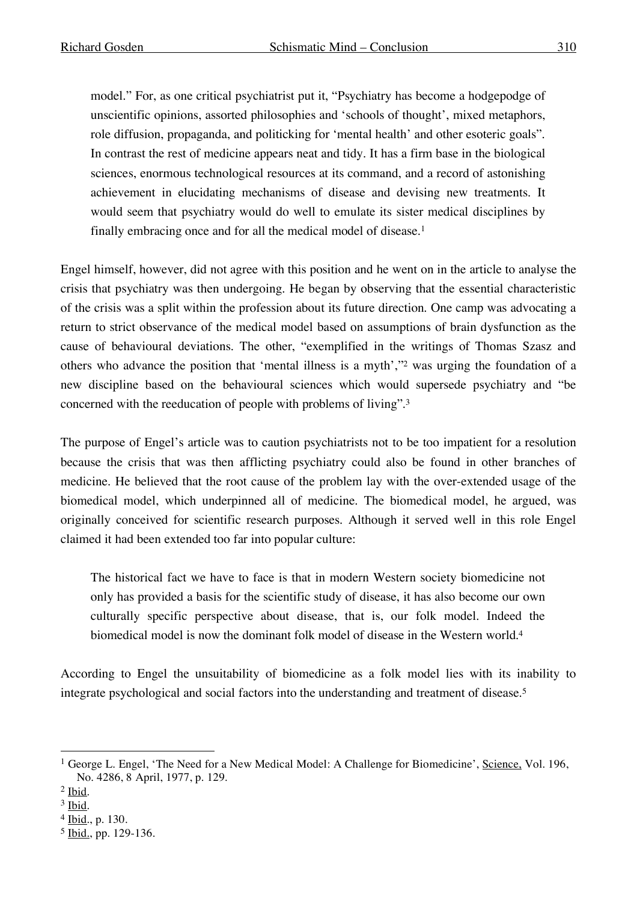> model." For, as one critical psychiatrist put it, "Psychiatry has become a hodgepodge of unscientific opinions, assorted philosophies and 'schools of thought', mixed metaphors, role diffusion, propaganda, and politicking for 'mental health' and other esoteric goals". In contrast the rest of medicine appears neat and tidy. It has a firm base in the biological sciences, enormous technological resources at its command, and a record of astonishing achievement in elucidating mechanisms of disease and devising new treatments. It would seem that psychiatry would do well to emulate its sister medical disciplines by finally embracing once and for all the medical model of disease.[1]

Engel himself, however, did not agree with this position and he went on in the article to analyse the crisis that psychiatry was then undergoing. He began by observing that the essential characteristic of the crisis was a split within the profession about its future direction. One camp was advocating a return to strict observance of the medical model based on assumptions of brain dysfunction as the cause of behavioural deviations. The other, "exemplified in the writings of Thomas Szasz and others who advance the position that 'mental illness is a myth',"[2] was urging the foundation of a new discipline based on the behavioural sciences which would supersede psychiatry and "be concerned with the reeducation of people with problems of living".[3]

The purpose of Engel's article was to caution psychiatrists not to be too impatient for a resolution because the crisis that was then afflicting psychiatry could also be found in other branches of medicine. He believed that the root cause of the problem lay with the over-extended usage of the biomedical model, which underpinned all of medicine. The biomedical model, he argued, was originally conceived for scientific research purposes. Although it served well in this role Engel claimed it had been extended too far into popular culture:

> The historical fact we have to face is that in modern Western society biomedicine not only has provided a basis for the scientific study of disease, it has also become our own culturally specific perspective about disease, that is, our folk model. Indeed the biomedical model is now the dominant folk model of disease in the Western world.[4]

According to Engel the unsuitability of biomedicine as a folk model lies with its inability to integrate psychological and social factors into the understanding and treatment of disease.[5]

---

[1] George L. Engel, 'The Need for a New Medical Model: A Challenge for Biomedicine', Science, Vol. 196, No. 4286, 8 April, 1977, p. 129.

[2] Ibid.

[3] Ibid.

[4] Ibid., p. 130.

[5] Ibid., pp. 129-136.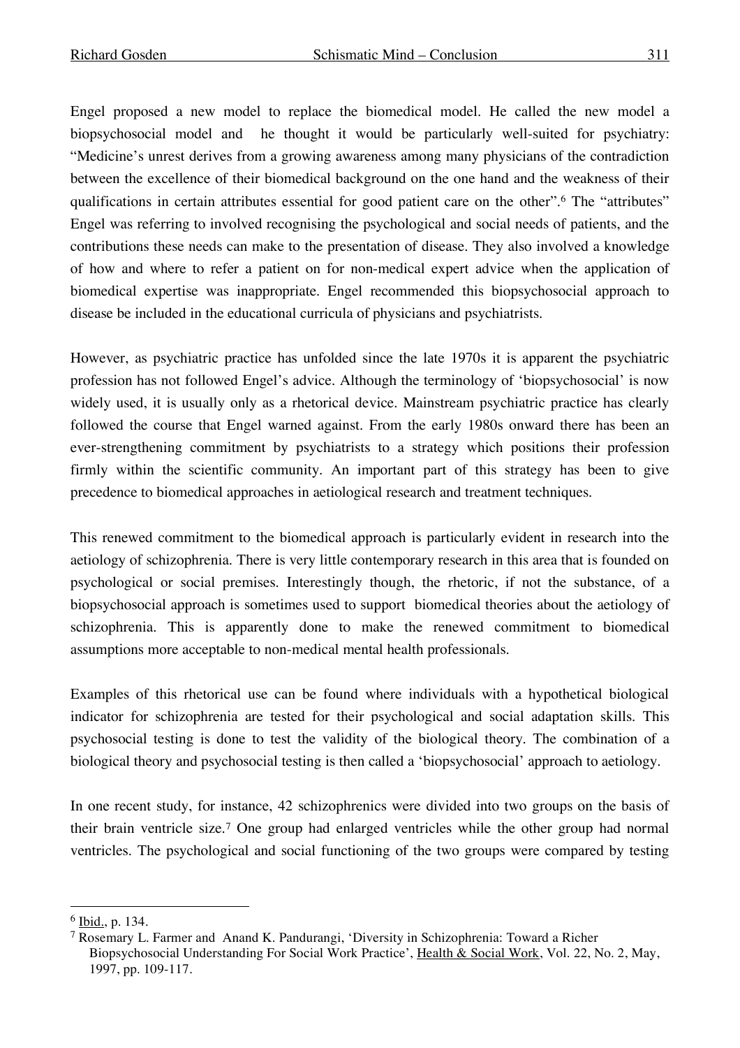Engel proposed a new model to replace the biomedical model. He called the new model a biopsychosocial model and he thought it would be particularly well-suited for psychiatry: "Medicine's unrest derives from a growing awareness among many physicians of the contradiction between the excellence of their biomedical background on the one hand and the weakness of their qualifications in certain attributes essential for good patient care on the other".[6] The "attributes" Engel was referring to involved recognising the psychological and social needs of patients, and the contributions these needs can make to the presentation of disease. They also involved a knowledge of how and where to refer a patient on for non-medical expert advice when the application of biomedical expertise was inappropriate. Engel recommended this biopsychosocial approach to disease be included in the educational curricula of physicians and psychiatrists.

However, as psychiatric practice has unfolded since the late 1970s it is apparent the psychiatric profession has not followed Engel's advice. Although the terminology of 'biopsychosocial' is now widely used, it is usually only as a rhetorical device. Mainstream psychiatric practice has clearly followed the course that Engel warned against. From the early 1980s onward there has been an ever-strengthening commitment by psychiatrists to a strategy which positions their profession firmly within the scientific community. An important part of this strategy has been to give precedence to biomedical approaches in aetiological research and treatment techniques.

This renewed commitment to the biomedical approach is particularly evident in research into the aetiology of schizophrenia. There is very little contemporary research in this area that is founded on psychological or social premises. Interestingly though, the rhetoric, if not the substance, of a biopsychosocial approach is sometimes used to support biomedical theories about the aetiology of schizophrenia. This is apparently done to make the renewed commitment to biomedical assumptions more acceptable to non-medical mental health professionals.

Examples of this rhetorical use can be found where individuals with a hypothetical biological indicator for schizophrenia are tested for their psychological and social adaptation skills. This psychosocial testing is done to test the validity of the biological theory. The combination of a biological theory and psychosocial testing is then called a 'biopsychosocial' approach to aetiology.

In one recent study, for instance, 42 schizophrenics were divided into two groups on the basis of their brain ventricle size.[7] One group had enlarged ventricles while the other group had normal ventricles. The psychological and social functioning of the two groups were compared by testing

---

[6] Ibid., p. 134.

[7] Rosemary L. Farmer and Anand K. Pandurangi, 'Diversity in Schizophrenia: Toward a Richer Biopsychosocial Understanding For Social Work Practice', Health & Social Work, Vol. 22, No. 2, May, 1997, pp. 109-117.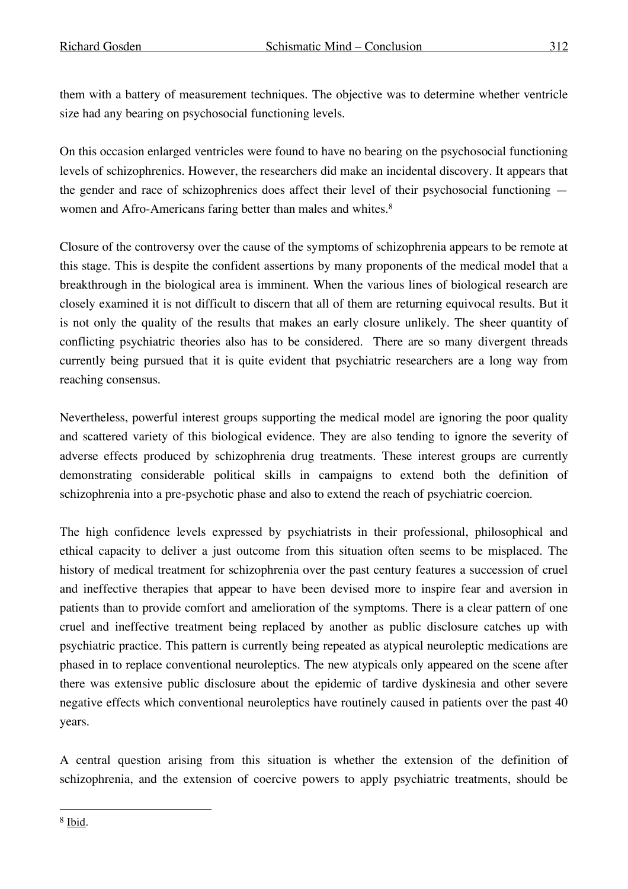them with a battery of measurement techniques. The objective was to determine whether ventricle size had any bearing on psychosocial functioning levels.

On this occasion enlarged ventricles were found to have no bearing on the psychosocial functioning levels of schizophrenics. However, the researchers did make an incidental discovery. It appears that the gender and race of schizophrenics does affect their level of their psychosocial functioning — women and Afro-Americans faring better than males and whites.[8]

Closure of the controversy over the cause of the symptoms of schizophrenia appears to be remote at this stage. This is despite the confident assertions by many proponents of the medical model that a breakthrough in the biological area is imminent. When the various lines of biological research are closely examined it is not difficult to discern that all of them are returning equivocal results. But it is not only the quality of the results that makes an early closure unlikely. The sheer quantity of conflicting psychiatric theories also has to be considered. There are so many divergent threads currently being pursued that it is quite evident that psychiatric researchers are a long way from reaching consensus.

Nevertheless, powerful interest groups supporting the medical model are ignoring the poor quality and scattered variety of this biological evidence. They are also tending to ignore the severity of adverse effects produced by schizophrenia drug treatments. These interest groups are currently demonstrating considerable political skills in campaigns to extend both the definition of schizophrenia into a pre-psychotic phase and also to extend the reach of psychiatric coercion.

The high confidence levels expressed by psychiatrists in their professional, philosophical and ethical capacity to deliver a just outcome from this situation often seems to be misplaced. The history of medical treatment for schizophrenia over the past century features a succession of cruel and ineffective therapies that appear to have been devised more to inspire fear and aversion in patients than to provide comfort and amelioration of the symptoms. There is a clear pattern of one cruel and ineffective treatment being replaced by another as public disclosure catches up with psychiatric practice. This pattern is currently being repeated as atypical neuroleptic medications are phased in to replace conventional neuroleptics. The new atypicals only appeared on the scene after there was extensive public disclosure about the epidemic of tardive dyskinesia and other severe negative effects which conventional neuroleptics have routinely caused in patients over the past 40 years.

A central question arising from this situation is whether the extension of the definition of schizophrenia, and the extension of coercive powers to apply psychiatric treatments, should be

---

[8] Ibid.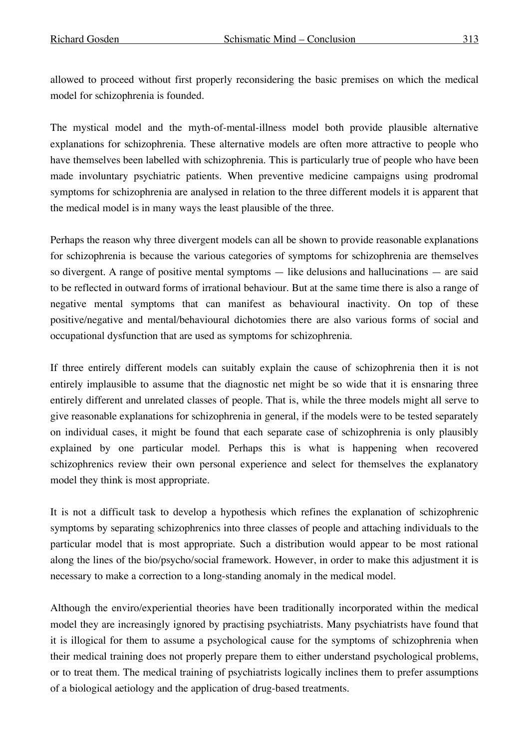allowed to proceed without first properly reconsidering the basic premises on which the medical model for schizophrenia is founded.

The mystical model and the myth-of-mental-illness model both provide plausible alternative explanations for schizophrenia. These alternative models are often more attractive to people who have themselves been labelled with schizophrenia. This is particularly true of people who have been made involuntary psychiatric patients. When preventive medicine campaigns using prodromal symptoms for schizophrenia are analysed in relation to the three different models it is apparent that the medical model is in many ways the least plausible of the three.

Perhaps the reason why three divergent models can all be shown to provide reasonable explanations for schizophrenia is because the various categories of symptoms for schizophrenia are themselves so divergent. A range of positive mental symptoms — like delusions and hallucinations — are said to be reflected in outward forms of irrational behaviour. But at the same time there is also a range of negative mental symptoms that can manifest as behavioural inactivity. On top of these positive/negative and mental/behavioural dichotomies there are also various forms of social and occupational dysfunction that are used as symptoms for schizophrenia.

If three entirely different models can suitably explain the cause of schizophrenia then it is not entirely implausible to assume that the diagnostic net might be so wide that it is ensnaring three entirely different and unrelated classes of people. That is, while the three models might all serve to give reasonable explanations for schizophrenia in general, if the models were to be tested separately on individual cases, it might be found that each separate case of schizophrenia is only plausibly explained by one particular model. Perhaps this is what is happening when recovered schizophrenics review their own personal experience and select for themselves the explanatory model they think is most appropriate.

It is not a difficult task to develop a hypothesis which refines the explanation of schizophrenic symptoms by separating schizophrenics into three classes of people and attaching individuals to the particular model that is most appropriate. Such a distribution would appear to be most rational along the lines of the bio/psycho/social framework. However, in order to make this adjustment it is necessary to make a correction to a long-standing anomaly in the medical model.

Although the enviro/experiential theories have been traditionally incorporated within the medical model they are increasingly ignored by practising psychiatrists. Many psychiatrists have found that it is illogical for them to assume a psychological cause for the symptoms of schizophrenia when their medical training does not properly prepare them to either understand psychological problems, or to treat them. The medical training of psychiatrists logically inclines them to prefer assumptions of a biological aetiology and the application of drug-based treatments.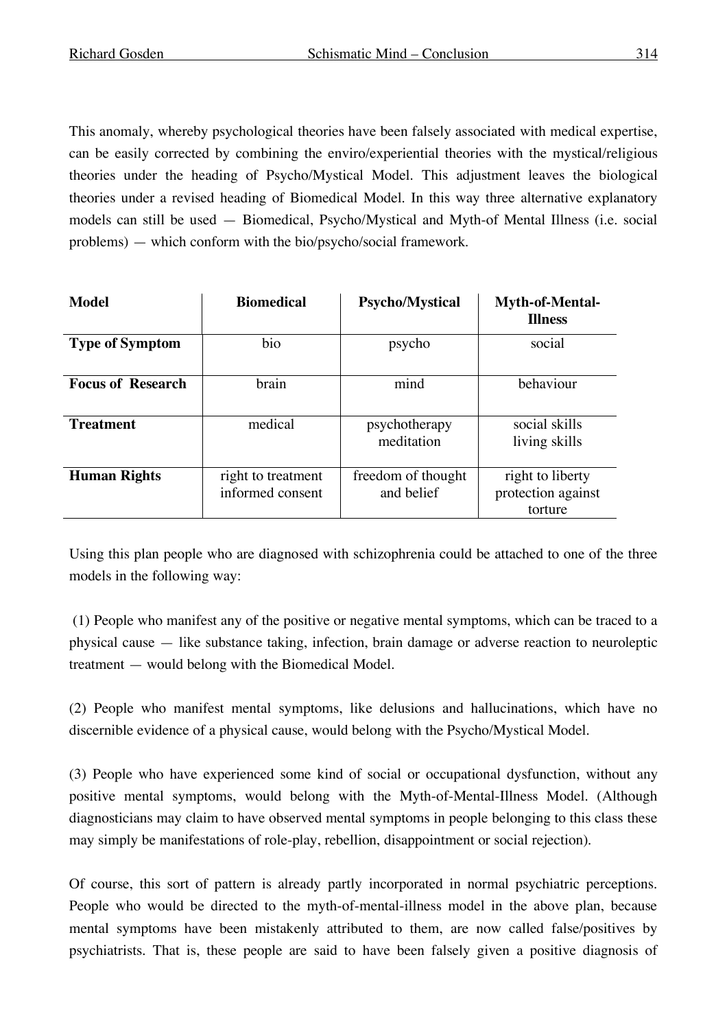This anomaly, whereby psychological theories have been falsely associated with medical expertise, can be easily corrected by combining the enviro/experiential theories with the mystical/religious theories under the heading of Psycho/Mystical Model. This adjustment leaves the biological theories under a revised heading of Biomedical Model. In this way three alternative explanatory models can still be used — Biomedical, Psycho/Mystical and Myth-of Mental Illness (i.e. social problems) — which conform with the bio/psycho/social framework.

| **Model** | **Biomedical** | **Psycho/Mystical** | **Myth-of-Mental-Illness** |
|---|---|---|---|
| **Type of Symptom** | bio | psycho | social |
| **Focus of Research** | brain | mind | behaviour |
| **Treatment** | medical | psychotherapy meditation | social skills living skills |
| **Human Rights** | right to treatment informed consent | freedom of thought and belief | right to liberty protection against torture |

Using this plan people who are diagnosed with schizophrenia could be attached to one of the three models in the following way:

(1) People who manifest any of the positive or negative mental symptoms, which can be traced to a physical cause — like substance taking, infection, brain damage or adverse reaction to neuroleptic treatment — would belong with the Biomedical Model.

(2) People who manifest mental symptoms, like delusions and hallucinations, which have no discernible evidence of a physical cause, would belong with the Psycho/Mystical Model.

(3) People who have experienced some kind of social or occupational dysfunction, without any positive mental symptoms, would belong with the Myth-of-Mental-Illness Model. (Although diagnosticians may claim to have observed mental symptoms in people belonging to this class these may simply be manifestations of role-play, rebellion, disappointment or social rejection).

Of course, this sort of pattern is already partly incorporated in normal psychiatric perceptions. People who would be directed to the myth-of-mental-illness model in the above plan, because mental symptoms have been mistakenly attributed to them, are now called false/positives by psychiatrists. That is, these people are said to have been falsely given a positive diagnosis of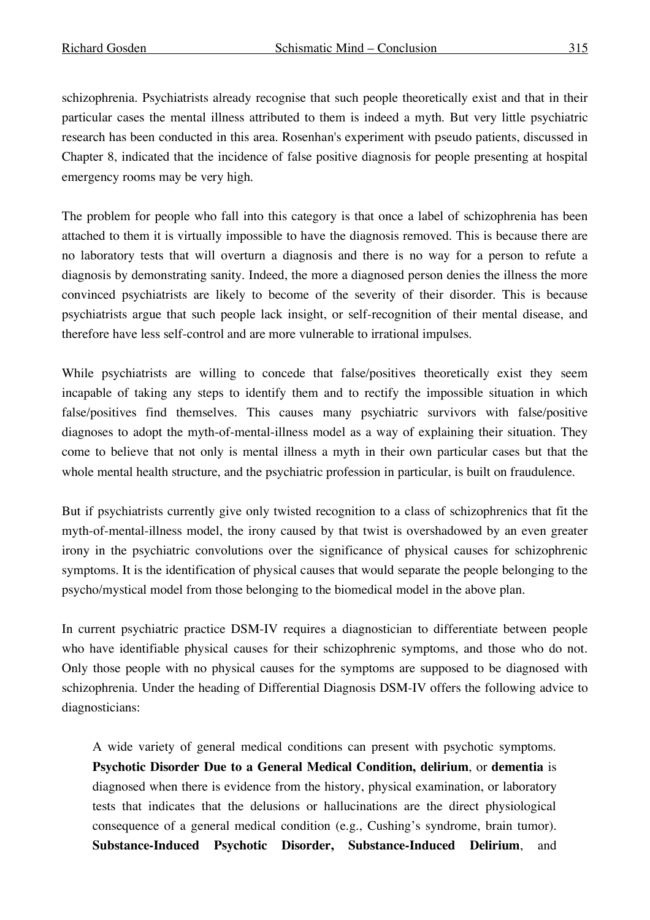schizophrenia. Psychiatrists already recognise that such people theoretically exist and that in their particular cases the mental illness attributed to them is indeed a myth. But very little psychiatric research has been conducted in this area. Rosenhan's experiment with pseudo patients, discussed in Chapter 8, indicated that the incidence of false positive diagnosis for people presenting at hospital emergency rooms may be very high.

The problem for people who fall into this category is that once a label of schizophrenia has been attached to them it is virtually impossible to have the diagnosis removed. This is because there are no laboratory tests that will overturn a diagnosis and there is no way for a person to refute a diagnosis by demonstrating sanity. Indeed, the more a diagnosed person denies the illness the more convinced psychiatrists are likely to become of the severity of their disorder. This is because psychiatrists argue that such people lack insight, or self-recognition of their mental disease, and therefore have less self-control and are more vulnerable to irrational impulses.

While psychiatrists are willing to concede that false/positives theoretically exist they seem incapable of taking any steps to identify them and to rectify the impossible situation in which false/positives find themselves. This causes many psychiatric survivors with false/positive diagnoses to adopt the myth-of-mental-illness model as a way of explaining their situation. They come to believe that not only is mental illness a myth in their own particular cases but that the whole mental health structure, and the psychiatric profession in particular, is built on fraudulence.

But if psychiatrists currently give only twisted recognition to a class of schizophrenics that fit the myth-of-mental-illness model, the irony caused by that twist is overshadowed by an even greater irony in the psychiatric convolutions over the significance of physical causes for schizophrenic symptoms. It is the identification of physical causes that would separate the people belonging to the psycho/mystical model from those belonging to the biomedical model in the above plan.

In current psychiatric practice DSM-IV requires a diagnostician to differentiate between people who have identifiable physical causes for their schizophrenic symptoms, and those who do not. Only those people with no physical causes for the symptoms are supposed to be diagnosed with schizophrenia. Under the heading of Differential Diagnosis DSM-IV offers the following advice to diagnosticians:

> A wide variety of general medical conditions can present with psychotic symptoms. **Psychotic Disorder Due to a General Medical Condition, delirium**, or **dementia** is diagnosed when there is evidence from the history, physical examination, or laboratory tests that indicates that the delusions or hallucinations are the direct physiological consequence of a general medical condition (e.g., Cushing's syndrome, brain tumor). **Substance-Induced Psychotic Disorder, Substance-Induced Delirium**, and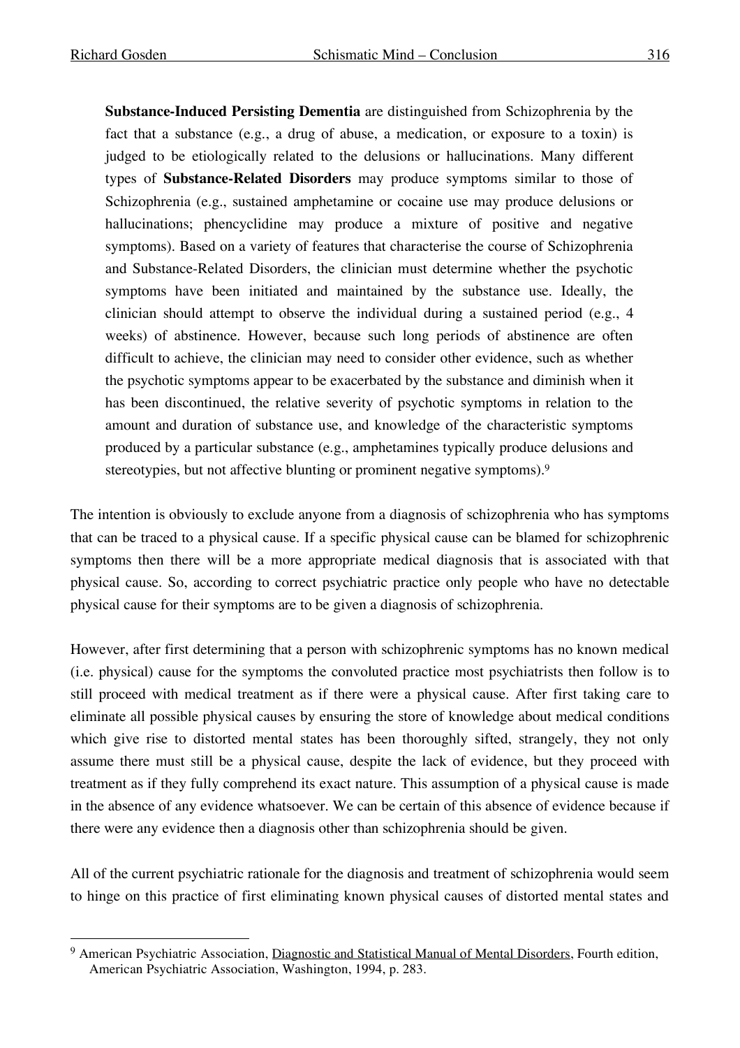**Substance-Induced Persisting Dementia** are distinguished from Schizophrenia by the fact that a substance (e.g., a drug of abuse, a medication, or exposure to a toxin) is judged to be etiologically related to the delusions or hallucinations. Many different types of **Substance-Related Disorders** may produce symptoms similar to those of Schizophrenia (e.g., sustained amphetamine or cocaine use may produce delusions or hallucinations; phencyclidine may produce a mixture of positive and negative symptoms). Based on a variety of features that characterise the course of Schizophrenia and Substance-Related Disorders, the clinician must determine whether the psychotic symptoms have been initiated and maintained by the substance use. Ideally, the clinician should attempt to observe the individual during a sustained period (e.g., 4 weeks) of abstinence. However, because such long periods of abstinence are often difficult to achieve, the clinician may need to consider other evidence, such as whether the psychotic symptoms appear to be exacerbated by the substance and diminish when it has been discontinued, the relative severity of psychotic symptoms in relation to the amount and duration of substance use, and knowledge of the characteristic symptoms produced by a particular substance (e.g., amphetamines typically produce delusions and stereotypies, but not affective blunting or prominent negative symptoms).[9]

The intention is obviously to exclude anyone from a diagnosis of schizophrenia who has symptoms that can be traced to a physical cause. If a specific physical cause can be blamed for schizophrenic symptoms then there will be a more appropriate medical diagnosis that is associated with that physical cause. So, according to correct psychiatric practice only people who have no detectable physical cause for their symptoms are to be given a diagnosis of schizophrenia.

However, after first determining that a person with schizophrenic symptoms has no known medical (i.e. physical) cause for the symptoms the convoluted practice most psychiatrists then follow is to still proceed with medical treatment as if there were a physical cause. After first taking care to eliminate all possible physical causes by ensuring the store of knowledge about medical conditions which give rise to distorted mental states has been thoroughly sifted, strangely, they not only assume there must still be a physical cause, despite the lack of evidence, but they proceed with treatment as if they fully comprehend its exact nature. This assumption of a physical cause is made in the absence of any evidence whatsoever. We can be certain of this absence of evidence because if there were any evidence then a diagnosis other than schizophrenia should be given.

All of the current psychiatric rationale for the diagnosis and treatment of schizophrenia would seem to hinge on this practice of first eliminating known physical causes of distorted mental states and

[9] American Psychiatric Association, Diagnostic and Statistical Manual of Mental Disorders, Fourth edition, American Psychiatric Association, Washington, 1994, p. 283.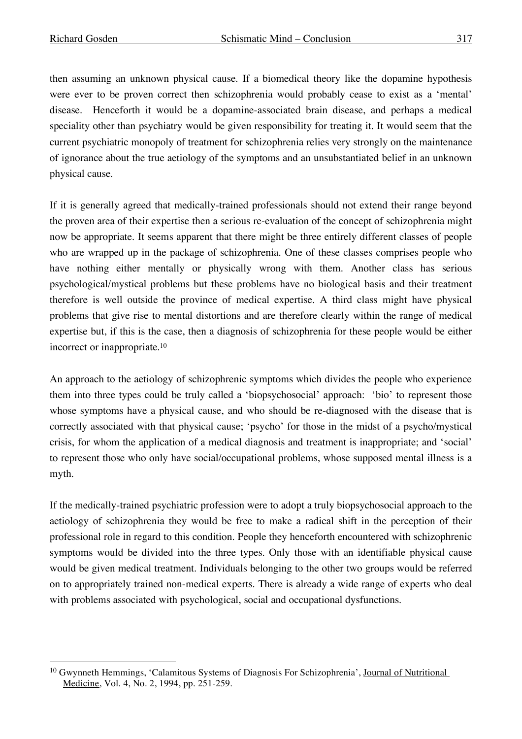then assuming an unknown physical cause. If a biomedical theory like the dopamine hypothesis were ever to be proven correct then schizophrenia would probably cease to exist as a 'mental' disease. Henceforth it would be a dopamine-associated brain disease, and perhaps a medical speciality other than psychiatry would be given responsibility for treating it. It would seem that the current psychiatric monopoly of treatment for schizophrenia relies very strongly on the maintenance of ignorance about the true aetiology of the symptoms and an unsubstantiated belief in an unknown physical cause.

If it is generally agreed that medically-trained professionals should not extend their range beyond the proven area of their expertise then a serious re-evaluation of the concept of schizophrenia might now be appropriate. It seems apparent that there might be three entirely different classes of people who are wrapped up in the package of schizophrenia. One of these classes comprises people who have nothing either mentally or physically wrong with them. Another class has serious psychological/mystical problems but these problems have no biological basis and their treatment therefore is well outside the province of medical expertise. A third class might have physical problems that give rise to mental distortions and are therefore clearly within the range of medical expertise but, if this is the case, then a diagnosis of schizophrenia for these people would be either incorrect or inappropriate.[10]

An approach to the aetiology of schizophrenic symptoms which divides the people who experience them into three types could be truly called a 'biopsychosocial' approach: 'bio' to represent those whose symptoms have a physical cause, and who should be re-diagnosed with the disease that is correctly associated with that physical cause; 'psycho' for those in the midst of a psycho/mystical crisis, for whom the application of a medical diagnosis and treatment is inappropriate; and 'social' to represent those who only have social/occupational problems, whose supposed mental illness is a myth.

If the medically-trained psychiatric profession were to adopt a truly biopsychosocial approach to the aetiology of schizophrenia they would be free to make a radical shift in the perception of their professional role in regard to this condition. People they henceforth encountered with schizophrenic symptoms would be divided into the three types. Only those with an identifiable physical cause would be given medical treatment. Individuals belonging to the other two groups would be referred on to appropriately trained non-medical experts. There is already a wide range of experts who deal with problems associated with psychological, social and occupational dysfunctions.

[10] Gwynneth Hemmings, 'Calamitous Systems of Diagnosis For Schizophrenia', Journal of Nutritional Medicine, Vol. 4, No. 2, 1994, pp. 251-259.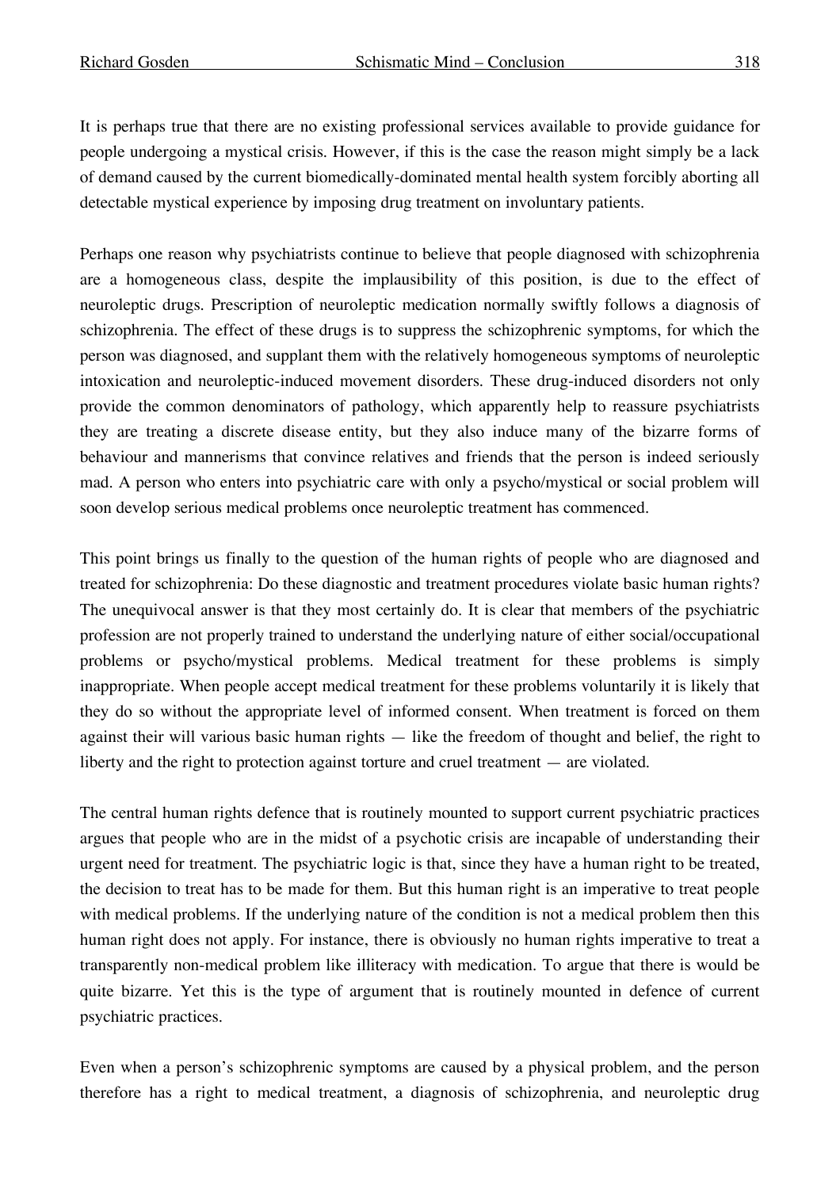It is perhaps true that there are no existing professional services available to provide guidance for people undergoing a mystical crisis. However, if this is the case the reason might simply be a lack of demand caused by the current biomedically-dominated mental health system forcibly aborting all detectable mystical experience by imposing drug treatment on involuntary patients.

Perhaps one reason why psychiatrists continue to believe that people diagnosed with schizophrenia are a homogeneous class, despite the implausibility of this position, is due to the effect of neuroleptic drugs. Prescription of neuroleptic medication normally swiftly follows a diagnosis of schizophrenia. The effect of these drugs is to suppress the schizophrenic symptoms, for which the person was diagnosed, and supplant them with the relatively homogeneous symptoms of neuroleptic intoxication and neuroleptic-induced movement disorders. These drug-induced disorders not only provide the common denominators of pathology, which apparently help to reassure psychiatrists they are treating a discrete disease entity, but they also induce many of the bizarre forms of behaviour and mannerisms that convince relatives and friends that the person is indeed seriously mad. A person who enters into psychiatric care with only a psycho/mystical or social problem will soon develop serious medical problems once neuroleptic treatment has commenced.

This point brings us finally to the question of the human rights of people who are diagnosed and treated for schizophrenia: Do these diagnostic and treatment procedures violate basic human rights? The unequivocal answer is that they most certainly do. It is clear that members of the psychiatric profession are not properly trained to understand the underlying nature of either social/occupational problems or psycho/mystical problems. Medical treatment for these problems is simply inappropriate. When people accept medical treatment for these problems voluntarily it is likely that they do so without the appropriate level of informed consent. When treatment is forced on them against their will various basic human rights — like the freedom of thought and belief, the right to liberty and the right to protection against torture and cruel treatment — are violated.

The central human rights defence that is routinely mounted to support current psychiatric practices argues that people who are in the midst of a psychotic crisis are incapable of understanding their urgent need for treatment. The psychiatric logic is that, since they have a human right to be treated, the decision to treat has to be made for them. But this human right is an imperative to treat people with medical problems. If the underlying nature of the condition is not a medical problem then this human right does not apply. For instance, there is obviously no human rights imperative to treat a transparently non-medical problem like illiteracy with medication. To argue that there is would be quite bizarre. Yet this is the type of argument that is routinely mounted in defence of current psychiatric practices.

Even when a person's schizophrenic symptoms are caused by a physical problem, and the person therefore has a right to medical treatment, a diagnosis of schizophrenia, and neuroleptic drug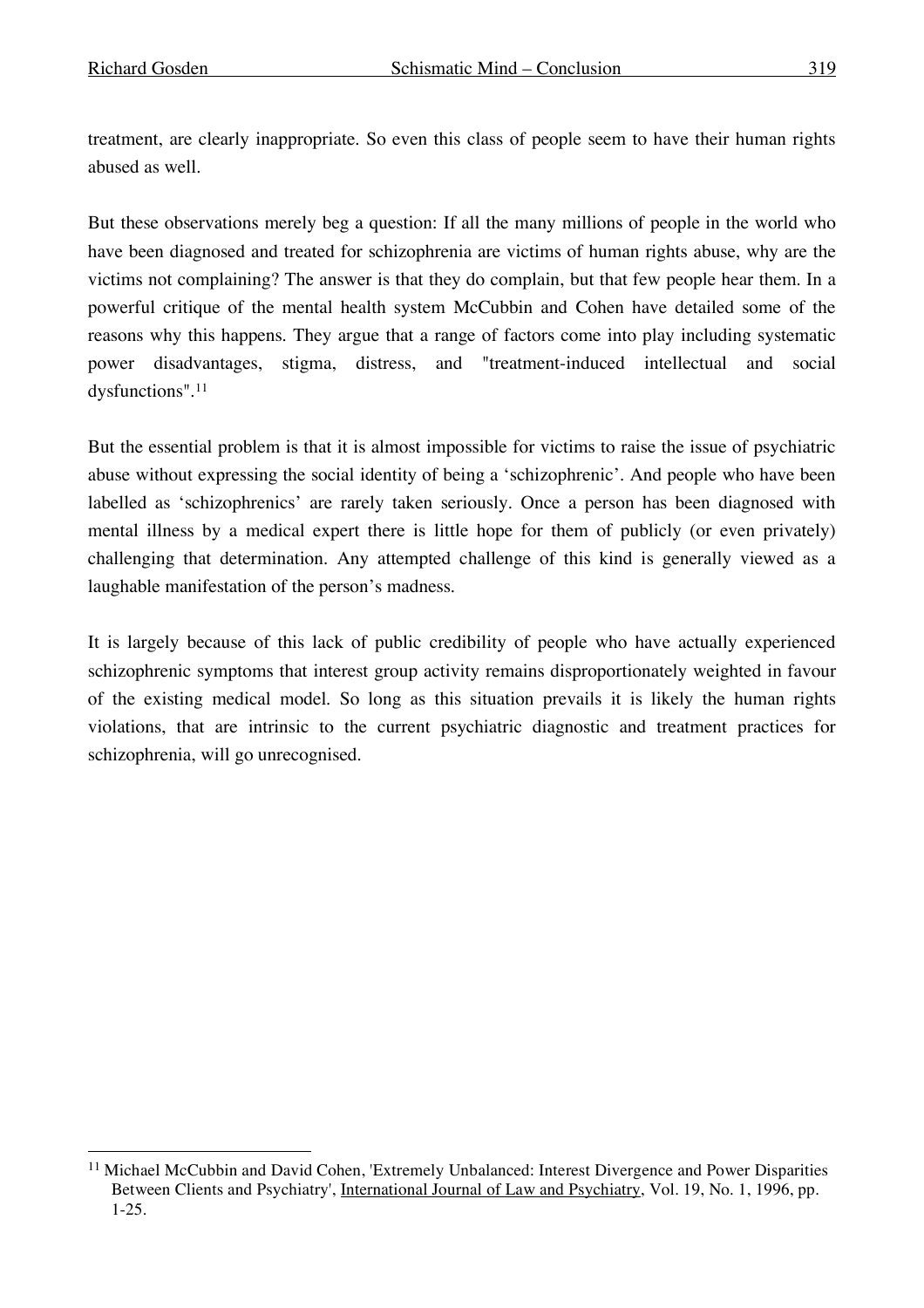treatment, are clearly inappropriate. So even this class of people seem to have their human rights abused as well.

But these observations merely beg a question: If all the many millions of people in the world who have been diagnosed and treated for schizophrenia are victims of human rights abuse, why are the victims not complaining? The answer is that they do complain, but that few people hear them. In a powerful critique of the mental health system McCubbin and Cohen have detailed some of the reasons why this happens. They argue that a range of factors come into play including systematic power disadvantages, stigma, distress, and "treatment-induced intellectual and social dysfunctions".[11]

But the essential problem is that it is almost impossible for victims to raise the issue of psychiatric abuse without expressing the social identity of being a 'schizophrenic'. And people who have been labelled as 'schizophrenics' are rarely taken seriously. Once a person has been diagnosed with mental illness by a medical expert there is little hope for them of publicly (or even privately) challenging that determination. Any attempted challenge of this kind is generally viewed as a laughable manifestation of the person's madness.

It is largely because of this lack of public credibility of people who have actually experienced schizophrenic symptoms that interest group activity remains disproportionately weighted in favour of the existing medical model. So long as this situation prevails it is likely the human rights violations, that are intrinsic to the current psychiatric diagnostic and treatment practices for schizophrenia, will go unrecognised.

---

[11] Michael McCubbin and David Cohen, 'Extremely Unbalanced: Interest Divergence and Power Disparities Between Clients and Psychiatry', International Journal of Law and Psychiatry, Vol. 19, No. 1, 1996, pp. 1-25.